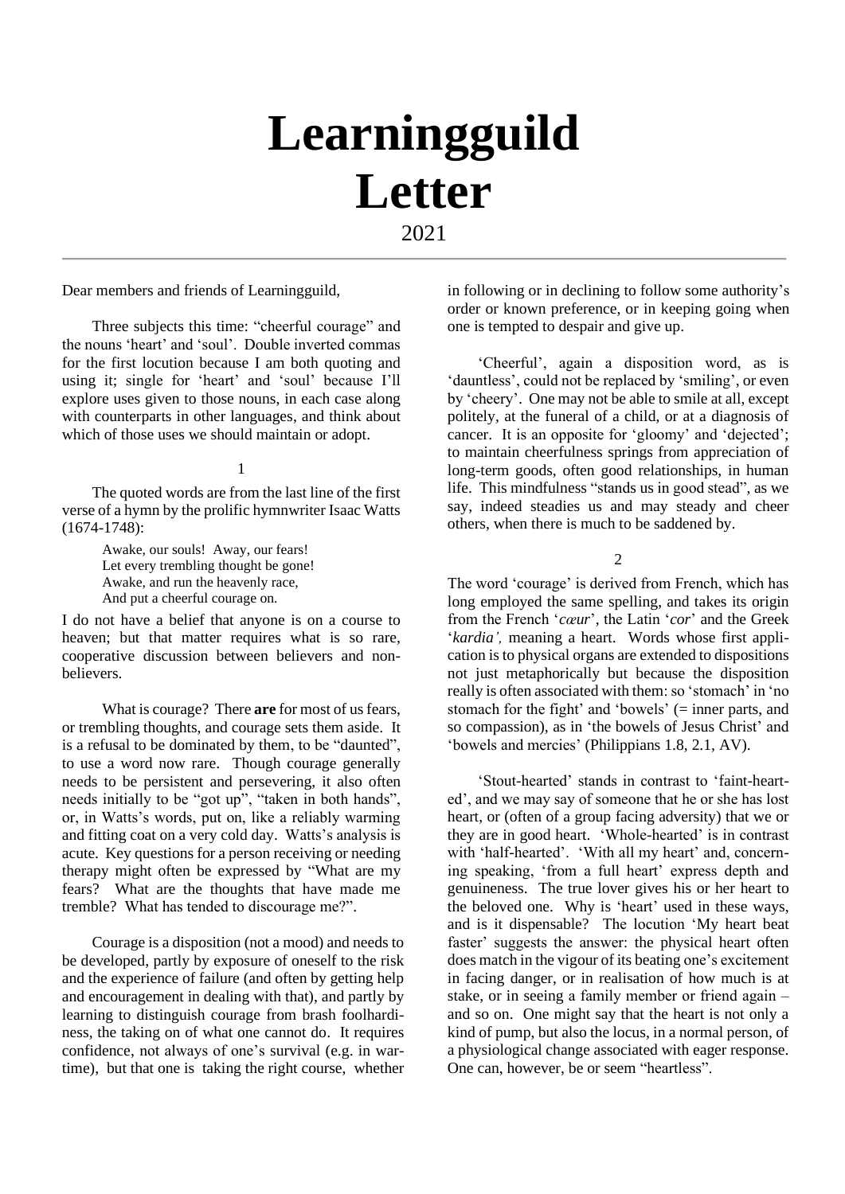# Learningguild Letter

2021

Dear members and friends of Learningguild,

Three subjects this time: "cheerful courage" and the nouns 'heart' and 'soul'. Double inverted commas for the first locution because I am both quoting and using it; single for 'heart' and 'soul' because I'll explore uses given to those nouns, in each case along with counterparts in other languages, and think about which of those uses we should maintain or adopt.

1

The quoted words are from the last line of the first verse of a hymn by the prolific hymnwriter Isaac Watts (1674-1748):

> Awake, our souls! Away, our fears!
> Let every trembling thought be gone!
> Awake, and run the heavenly race,
> And put a cheerful courage on.

I do not have a belief that anyone is on a course to heaven; but that matter requires what is so rare, cooperative discussion between believers and non-believers.

What is courage? There **are** for most of us fears, or trembling thoughts, and courage sets them aside. It is a refusal to be dominated by them, to be "daunted", to use a word now rare. Though courage generally needs to be persistent and persevering, it also often needs initially to be "got up", "taken in both hands", or, in Watts's words, put on, like a reliably warming and fitting coat on a very cold day. Watts's analysis is acute. Key questions for a person receiving or needing therapy might often be expressed by "What are my fears? What are the thoughts that have made me tremble? What has tended to discourage me?".

Courage is a disposition (not a mood) and needs to be developed, partly by exposure of oneself to the risk and the experience of failure (and often by getting help and encouragement in dealing with that), and partly by learning to distinguish courage from brash foolhardiness, the taking on of what one cannot do. It requires confidence, not always of one's survival (e.g. in wartime), but that one is taking the right course, whether in following or in declining to follow some authority's order or known preference, or in keeping going when one is tempted to despair and give up.

'Cheerful', again a disposition word, as is 'dauntless', could not be replaced by 'smiling', or even by 'cheery'. One may not be able to smile at all, except politely, at the funeral of a child, or at a diagnosis of cancer. It is an opposite for 'gloomy' and 'dejected'; to maintain cheerfulness springs from appreciation of long-term goods, often good relationships, in human life. This mindfulness "stands us in good stead", as we say, indeed steadies us and may steady and cheer others, when there is much to be saddened by.

2

The word 'courage' is derived from French, which has long employed the same spelling, and takes its origin from the French '*cœur*', the Latin '*cor*' and the Greek '*kardia'*, meaning a heart. Words whose first application is to physical organs are extended to dispositions not just metaphorically but because the disposition really is often associated with them: so 'stomach' in 'no stomach for the fight' and 'bowels' (= inner parts, and so compassion), as in 'the bowels of Jesus Christ' and 'bowels and mercies' (Philippians 1.8, 2.1, AV).

'Stout-hearted' stands in contrast to 'faint-hearted', and we may say of someone that he or she has lost heart, or (often of a group facing adversity) that we or they are in good heart. 'Whole-hearted' is in contrast with 'half-hearted'. 'With all my heart' and, concerning speaking, 'from a full heart' express depth and genuineness. The true lover gives his or her heart to the beloved one. Why is 'heart' used in these ways, and is it dispensable? The locution 'My heart beat faster' suggests the answer: the physical heart often does match in the vigour of its beating one's excitement in facing danger, or in realisation of how much is at stake, or in seeing a family member or friend again – and so on. One might say that the heart is not only a kind of pump, but also the locus, in a normal person, of a physiological change associated with eager response. One can, however, be or seem "heartless".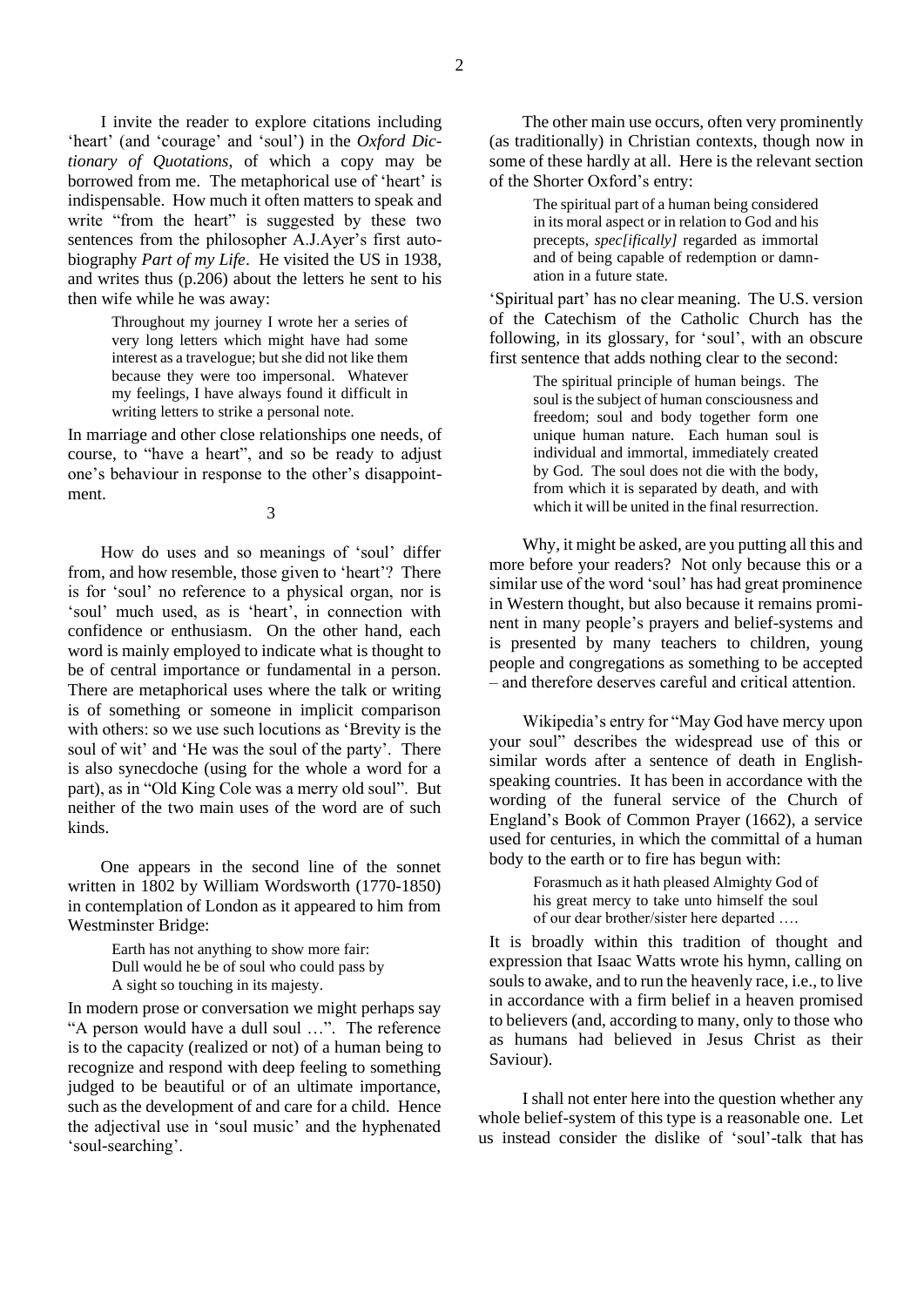I invite the reader to explore citations including 'heart' (and 'courage' and 'soul') in the *Oxford Dictionary of Quotations*, of which a copy may be borrowed from me. The metaphorical use of 'heart' is indispensable. How much it often matters to speak and write "from the heart" is suggested by these two sentences from the philosopher A.J.Ayer's first autobiography *Part of my Life*. He visited the US in 1938, and writes thus (p.206) about the letters he sent to his then wife while he was away:

> Throughout my journey I wrote her a series of very long letters which might have had some interest as a travelogue; but she did not like them because they were too impersonal. Whatever my feelings, I have always found it difficult in writing letters to strike a personal note.

In marriage and other close relationships one needs, of course, to "have a heart", and so be ready to adjust one's behaviour in response to the other's disappointment.

3

How do uses and so meanings of 'soul' differ from, and how resemble, those given to 'heart'? There is for 'soul' no reference to a physical organ, nor is 'soul' much used, as is 'heart', in connection with confidence or enthusiasm. On the other hand, each word is mainly employed to indicate what is thought to be of central importance or fundamental in a person. There are metaphorical uses where the talk or writing is of something or someone in implicit comparison with others: so we use such locutions as 'Brevity is the soul of wit' and 'He was the soul of the party'. There is also synecdoche (using for the whole a word for a part), as in "Old King Cole was a merry old soul". But neither of the two main uses of the word are of such kinds.

One appears in the second line of the sonnet written in 1802 by William Wordsworth (1770-1850) in contemplation of London as it appeared to him from Westminster Bridge:

> Earth has not anything to show more fair:
> Dull would he be of soul who could pass by
> A sight so touching in its majesty.

In modern prose or conversation we might perhaps say "A person would have a dull soul …". The reference is to the capacity (realized or not) of a human being to recognize and respond with deep feeling to something judged to be beautiful or of an ultimate importance, such as the development of and care for a child. Hence the adjectival use in 'soul music' and the hyphenated 'soul-searching'.

The other main use occurs, often very prominently (as traditionally) in Christian contexts, though now in some of these hardly at all. Here is the relevant section of the Shorter Oxford's entry:

> The spiritual part of a human being considered in its moral aspect or in relation to God and his precepts, *spec[ifically]* regarded as immortal and of being capable of redemption or damnation in a future state.

'Spiritual part' has no clear meaning. The U.S. version of the Catechism of the Catholic Church has the following, in its glossary, for 'soul', with an obscure first sentence that adds nothing clear to the second:

> The spiritual principle of human beings. The soul is the subject of human consciousness and freedom; soul and body together form one unique human nature. Each human soul is individual and immortal, immediately created by God. The soul does not die with the body, from which it is separated by death, and with which it will be united in the final resurrection.

Why, it might be asked, are you putting all this and more before your readers? Not only because this or a similar use of the word 'soul' has had great prominence in Western thought, but also because it remains prominent in many people's prayers and belief-systems and is presented by many teachers to children, young people and congregations as something to be accepted – and therefore deserves careful and critical attention.

Wikipedia's entry for "May God have mercy upon your soul" describes the widespread use of this or similar words after a sentence of death in English-speaking countries. It has been in accordance with the wording of the funeral service of the Church of England's Book of Common Prayer (1662), a service used for centuries, in which the committal of a human body to the earth or to fire has begun with:

> Forasmuch as it hath pleased Almighty God of his great mercy to take unto himself the soul of our dear brother/sister here departed ….

It is broadly within this tradition of thought and expression that Isaac Watts wrote his hymn, calling on souls to awake, and to run the heavenly race, i.e., to live in accordance with a firm belief in a heaven promised to believers (and, according to many, only to those who as humans had believed in Jesus Christ as their Saviour).

I shall not enter here into the question whether any whole belief-system of this type is a reasonable one. Let us instead consider the dislike of 'soul'-talk that has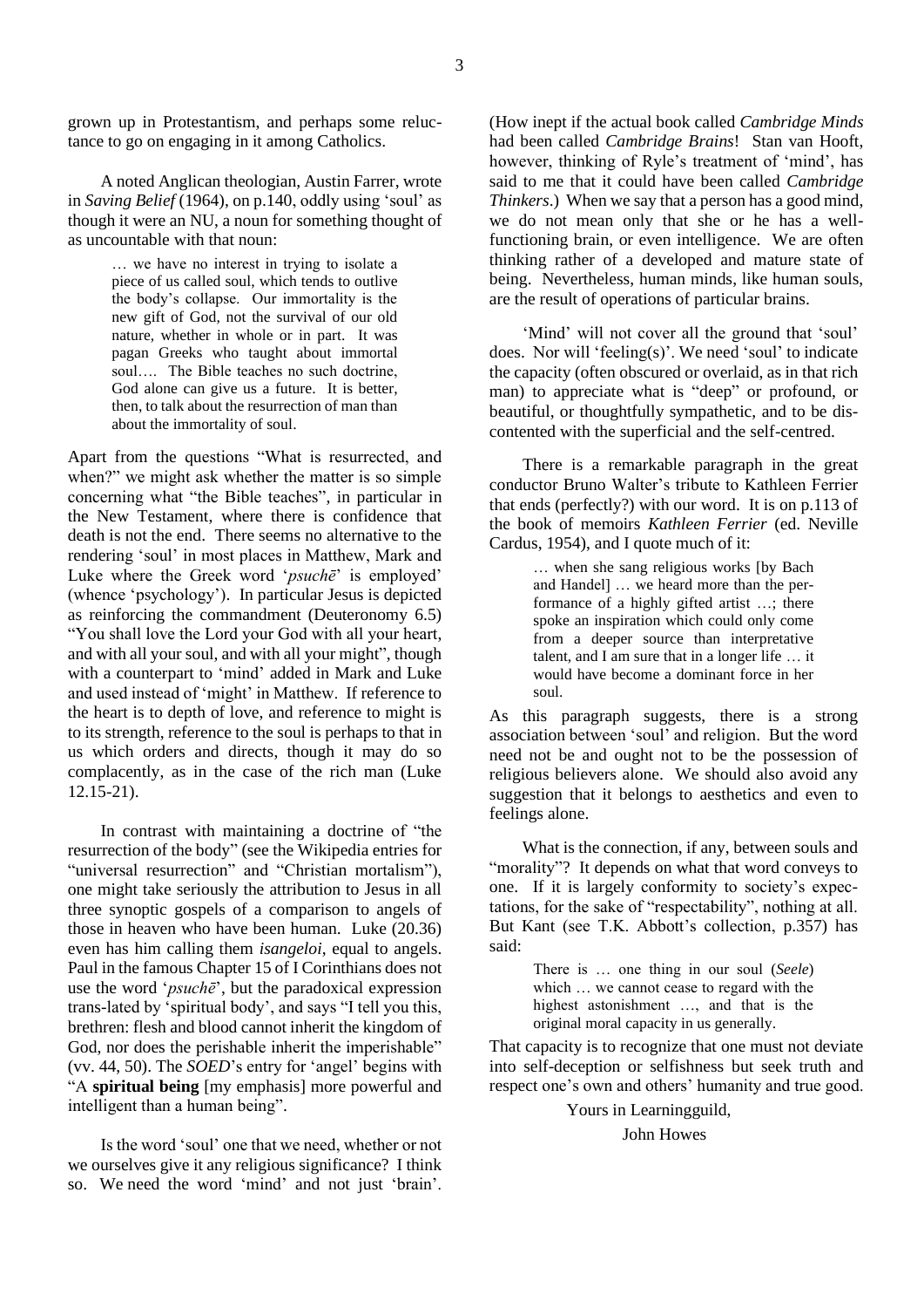grown up in Protestantism, and perhaps some reluctance to go on engaging in it among Catholics.

A noted Anglican theologian, Austin Farrer, wrote in *Saving Belief* (1964), on p.140, oddly using 'soul' as though it were an NU, a noun for something thought of as uncountable with that noun:

> … we have no interest in trying to isolate a piece of us called soul, which tends to outlive the body's collapse. Our immortality is the new gift of God, not the survival of our old nature, whether in whole or in part. It was pagan Greeks who taught about immortal soul…. The Bible teaches no such doctrine, God alone can give us a future. It is better, then, to talk about the resurrection of man than about the immortality of soul.

Apart from the questions "What is resurrected, and when?" we might ask whether the matter is so simple concerning what "the Bible teaches", in particular in the New Testament, where there is confidence that death is not the end. There seems no alternative to the rendering 'soul' in most places in Matthew, Mark and Luke where the Greek word '*psuchē*' is employed' (whence 'psychology'). In particular Jesus is depicted as reinforcing the commandment (Deuteronomy 6.5) "You shall love the Lord your God with all your heart, and with all your soul, and with all your might", though with a counterpart to 'mind' added in Mark and Luke and used instead of 'might' in Matthew. If reference to the heart is to depth of love, and reference to might is to its strength, reference to the soul is perhaps to that in us which orders and directs, though it may do so complacently, as in the case of the rich man (Luke 12.15-21).

In contrast with maintaining a doctrine of "the resurrection of the body" (see the Wikipedia entries for "universal resurrection" and "Christian mortalism"), one might take seriously the attribution to Jesus in all three synoptic gospels of a comparison to angels of those in heaven who have been human. Luke (20.36) even has him calling them *isangeloi*, equal to angels. Paul in the famous Chapter 15 of I Corinthians does not use the word '*psuchē*', but the paradoxical expression trans-lated by 'spiritual body', and says "I tell you this, brethren: flesh and blood cannot inherit the kingdom of God, nor does the perishable inherit the imperishable" (vv. 44, 50). The *SOED*'s entry for 'angel' begins with "A **spiritual being** [my emphasis] more powerful and intelligent than a human being".

Is the word 'soul' one that we need, whether or not we ourselves give it any religious significance? I think so. We need the word 'mind' and not just 'brain'. (How inept if the actual book called *Cambridge Minds* had been called *Cambridge Brains*! Stan van Hooft, however, thinking of Ryle's treatment of 'mind', has said to me that it could have been called *Cambridge Thinkers*.) When we say that a person has a good mind, we do not mean only that she or he has a well-functioning brain, or even intelligence. We are often thinking rather of a developed and mature state of being. Nevertheless, human minds, like human souls, are the result of operations of particular brains.

'Mind' will not cover all the ground that 'soul' does. Nor will 'feeling(s)'. We need 'soul' to indicate the capacity (often obscured or overlaid, as in that rich man) to appreciate what is "deep" or profound, or beautiful, or thoughtfully sympathetic, and to be discontented with the superficial and the self-centred.

There is a remarkable paragraph in the great conductor Bruno Walter's tribute to Kathleen Ferrier that ends (perfectly?) with our word. It is on p.113 of the book of memoirs *Kathleen Ferrier* (ed. Neville Cardus, 1954), and I quote much of it:

> … when she sang religious works [by Bach and Handel] … we heard more than the performance of a highly gifted artist …; there spoke an inspiration which could only come from a deeper source than interpretative talent, and I am sure that in a longer life … it would have become a dominant force in her soul.

As this paragraph suggests, there is a strong association between 'soul' and religion. But the word need not be and ought not to be the possession of religious believers alone. We should also avoid any suggestion that it belongs to aesthetics and even to feelings alone.

What is the connection, if any, between souls and "morality"? It depends on what that word conveys to one. If it is largely conformity to society's expectations, for the sake of "respectability", nothing at all. But Kant (see T.K. Abbott's collection, p.357) has said:

> There is … one thing in our soul (*Seele*) which … we cannot cease to regard with the highest astonishment …, and that is the original moral capacity in us generally.

That capacity is to recognize that one must not deviate into self-deception or selfishness but seek truth and respect one's own and others' humanity and true good.

Yours in Learningguild,

John Howes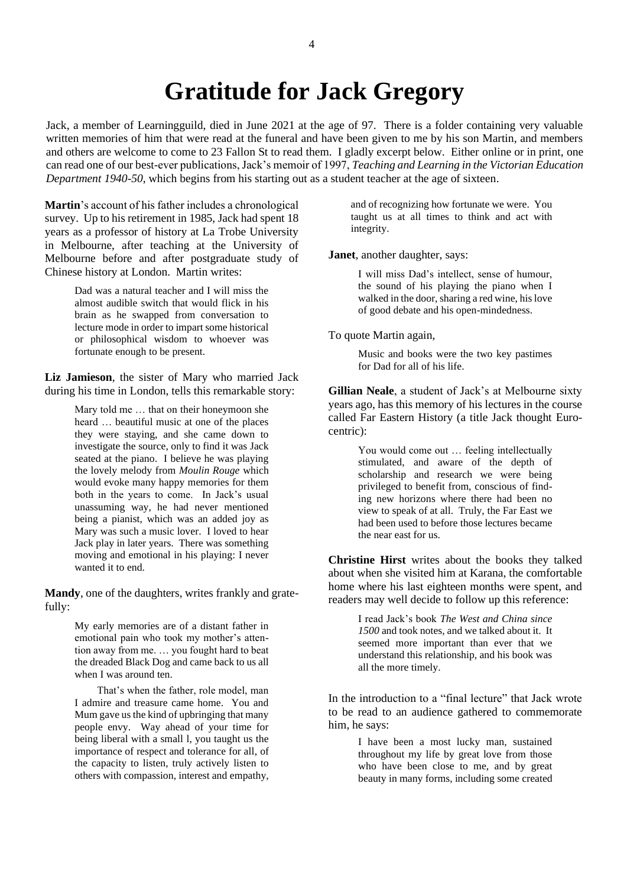# Gratitude for Jack Gregory

Jack, a member of Learningguild, died in June 2021 at the age of 97. There is a folder containing very valuable written memories of him that were read at the funeral and have been given to me by his son Martin, and members and others are welcome to come to 23 Fallon St to read them. I gladly excerpt below. Either online or in print, one can read one of our best-ever publications, Jack's memoir of 1997, *Teaching and Learning in the Victorian Education Department 1940-50*, which begins from his starting out as a student teacher at the age of sixteen.

**Martin**'s account of his father includes a chronological survey. Up to his retirement in 1985, Jack had spent 18 years as a professor of history at La Trobe University in Melbourne, after teaching at the University of Melbourne before and after postgraduate study of Chinese history at London. Martin writes:

> Dad was a natural teacher and I will miss the almost audible switch that would flick in his brain as he swapped from conversation to lecture mode in order to impart some historical or philosophical wisdom to whoever was fortunate enough to be present.

**Liz Jamieson**, the sister of Mary who married Jack during his time in London, tells this remarkable story:

> Mary told me … that on their honeymoon she heard … beautiful music at one of the places they were staying, and she came down to investigate the source, only to find it was Jack seated at the piano. I believe he was playing the lovely melody from *Moulin Rouge* which would evoke many happy memories for them both in the years to come. In Jack's usual unassuming way, he had never mentioned being a pianist, which was an added joy as Mary was such a music lover. I loved to hear Jack play in later years. There was something moving and emotional in his playing: I never wanted it to end.

**Mandy**, one of the daughters, writes frankly and gratefully:

> My early memories are of a distant father in emotional pain who took my mother's attention away from me. … you fought hard to beat the dreaded Black Dog and came back to us all when I was around ten.
>
> That's when the father, role model, man I admire and treasure came home. You and Mum gave us the kind of upbringing that many people envy. Way ahead of your time for being liberal with a small l, you taught us the importance of respect and tolerance for all, of the capacity to listen, truly actively listen to others with compassion, interest and empathy, and of recognizing how fortunate we were. You taught us at all times to think and act with integrity.

**Janet**, another daughter, says:

> I will miss Dad's intellect, sense of humour, the sound of his playing the piano when I walked in the door, sharing a red wine, his love of good debate and his open-mindedness.

To quote Martin again,

> Music and books were the two key pastimes for Dad for all of his life.

**Gillian Neale**, a student of Jack's at Melbourne sixty years ago, has this memory of his lectures in the course called Far Eastern History (a title Jack thought Euro-centric):

> You would come out … feeling intellectually stimulated, and aware of the depth of scholarship and research we were being privileged to benefit from, conscious of finding new horizons where there had been no view to speak of at all. Truly, the Far East we had been used to before those lectures became the near east for us.

**Christine Hirst** writes about the books they talked about when she visited him at Karana, the comfortable home where his last eighteen months were spent, and readers may well decide to follow up this reference:

> I read Jack's book *The West and China since 1500* and took notes, and we talked about it. It seemed more important than ever that we understand this relationship, and his book was all the more timely.

In the introduction to a "final lecture" that Jack wrote to be read to an audience gathered to commemorate him, he says:

> I have been a most lucky man, sustained throughout my life by great love from those who have been close to me, and by great beauty in many forms, including some created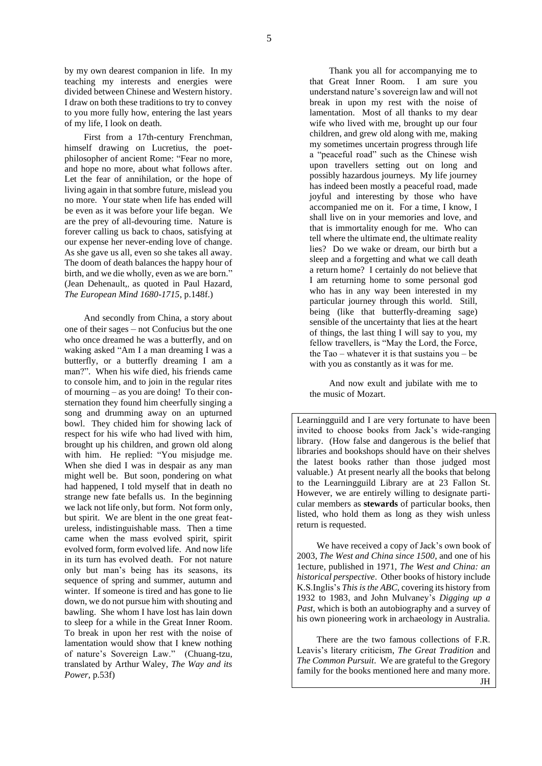by my own dearest companion in life. In my teaching my interests and energies were divided between Chinese and Western history. I draw on both these traditions to try to convey to you more fully how, entering the last years of my life, I look on death.

First from a 17th-century Frenchman, himself drawing on Lucretius, the poet-philosopher of ancient Rome: "Fear no more, and hope no more, about what follows after. Let the fear of annihilation, or the hope of living again in that sombre future, mislead you no more. Your state when life has ended will be even as it was before your life began. We are the prey of all-devouring time. Nature is forever calling us back to chaos, satisfying at our expense her never-ending love of change. As she gave us all, even so she takes all away. The doom of death balances the happy hour of birth, and we die wholly, even as we are born." (Jean Dehenault,, as quoted in Paul Hazard, *The European Mind 1680-1715*, p.148f.)

And secondly from China, a story about one of their sages – not Confucius but the one who once dreamed he was a butterfly, and on waking asked "Am I a man dreaming I was a butterfly, or a butterfly dreaming I am a man?". When his wife died, his friends came to console him, and to join in the regular rites of mourning – as you are doing! To their consternation they found him cheerfully singing a song and drumming away on an upturned bowl. They chided him for showing lack of respect for his wife who had lived with him, brought up his children, and grown old along with him. He replied: "You misjudge me. When she died I was in despair as any man might well be. But soon, pondering on what had happened, I told myself that in death no strange new fate befalls us. In the beginning we lack not life only, but form. Not form only, but spirit. We are blent in the one great featureless, indistinguishable mass. Then a time came when the mass evolved spirit, spirit evolved form, form evolved life. And now life in its turn has evolved death. For not nature only but man's being has its seasons, its sequence of spring and summer, autumn and winter. If someone is tired and has gone to lie down, we do not pursue him with shouting and bawling. She whom I have lost has lain down to sleep for a while in the Great Inner Room. To break in upon her rest with the noise of lamentation would show that I knew nothing of nature's Sovereign Law." (Chuang-tzu, translated by Arthur Waley, *The Way and its Power*, p.53f)

Thank you all for accompanying me to that Great Inner Room. I am sure you understand nature's sovereign law and will not break in upon my rest with the noise of lamentation. Most of all thanks to my dear wife who lived with me, brought up our four children, and grew old along with me, making my sometimes uncertain progress through life a "peaceful road" such as the Chinese wish upon travellers setting out on long and possibly hazardous journeys. My life journey has indeed been mostly a peaceful road, made joyful and interesting by those who have accompanied me on it. For a time, I know, I shall live on in your memories and love, and that is immortality enough for me. Who can tell where the ultimate end, the ultimate reality lies? Do we wake or dream, our birth but a sleep and a forgetting and what we call death a return home? I certainly do not believe that I am returning home to some personal god who has in any way been interested in my particular journey through this world. Still, being (like that butterfly-dreaming sage) sensible of the uncertainty that lies at the heart of things, the last thing I will say to you, my fellow travellers, is "May the Lord, the Force, the Tao – whatever it is that sustains you – be with you as constantly as it was for me.

And now exult and jubilate with me to the music of Mozart.

---

Learningguild and I are very fortunate to have been invited to choose books from Jack's wide-ranging library. (How false and dangerous is the belief that libraries and bookshops should have on their shelves the latest books rather than those judged most valuable.) At present nearly all the books that belong to the Learningguild Library are at 23 Fallon St. However, we are entirely willing to designate particular members as **stewards** of particular books, then listed, who hold them as long as they wish unless return is requested.

We have received a copy of Jack's own book of 2003, *The West and China since 1500*, and one of his 1ecture, published in 1971, *The West and China: an historical perspective*. Other books of history include K.S.Inglis's *This is the ABC*, covering its history from 1932 to 1983, and John Mulvaney's *Digging up a Past*, which is both an autobiography and a survey of his own pioneering work in archaeology in Australia.

There are the two famous collections of F.R. Leavis's literary criticism, *The Great Tradition* and *The Common Pursuit*. We are grateful to the Gregory family for the books mentioned here and many more.

JH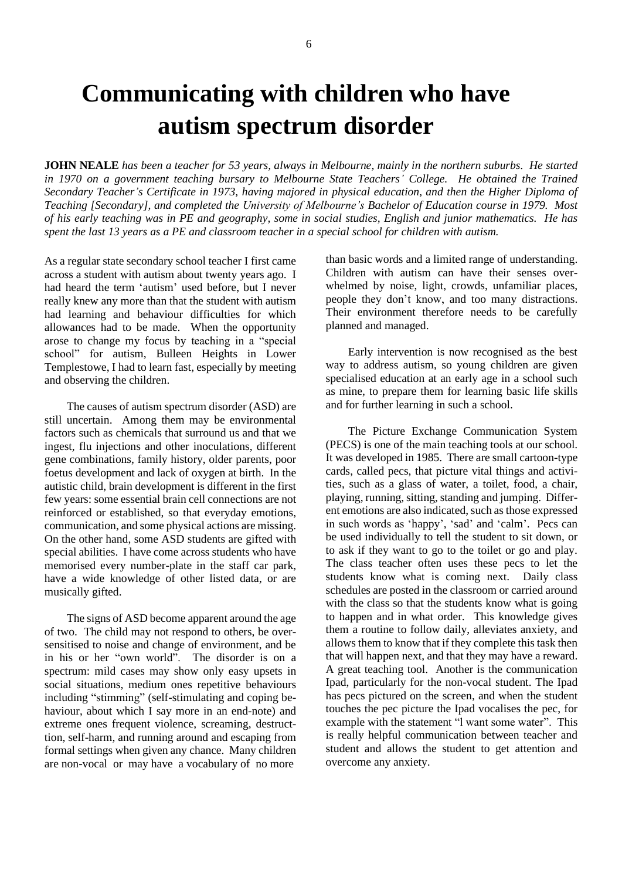# Communicating with children who have autism spectrum disorder

**JOHN NEALE** *has been a teacher for 53 years, always in Melbourne, mainly in the northern suburbs. He started in 1970 on a government teaching bursary to Melbourne State Teachers' College. He obtained the Trained Secondary Teacher's Certificate in 1973, having majored in physical education, and then the Higher Diploma of Teaching [Secondary], and completed the University of Melbourne's Bachelor of Education course in 1979. Most of his early teaching was in PE and geography, some in social studies, English and junior mathematics. He has spent the last 13 years as a PE and classroom teacher in a special school for children with autism.*

As a regular state secondary school teacher I first came across a student with autism about twenty years ago. I had heard the term 'autism' used before, but I never really knew any more than that the student with autism had learning and behaviour difficulties for which allowances had to be made. When the opportunity arose to change my focus by teaching in a "special school" for autism, Bulleen Heights in Lower Templestowe, I had to learn fast, especially by meeting and observing the children.

The causes of autism spectrum disorder (ASD) are still uncertain. Among them may be environmental factors such as chemicals that surround us and that we ingest, flu injections and other inoculations, different gene combinations, family history, older parents, poor foetus development and lack of oxygen at birth. In the autistic child, brain development is different in the first few years: some essential brain cell connections are not reinforced or established, so that everyday emotions, communication, and some physical actions are missing. On the other hand, some ASD students are gifted with special abilities. I have come across students who have memorised every number-plate in the staff car park, have a wide knowledge of other listed data, or are musically gifted.

The signs of ASD become apparent around the age of two. The child may not respond to others, be over-sensitised to noise and change of environment, and be in his or her "own world". The disorder is on a spectrum: mild cases may show only easy upsets in social situations, medium ones repetitive behaviours including "stimming" (self-stimulating and coping behaviour, about which I say more in an end-note) and extreme ones frequent violence, screaming, destruction, self-harm, and running around and escaping from formal settings when given any chance. Many children are non-vocal or may have a vocabulary of no more than basic words and a limited range of understanding. Children with autism can have their senses overwhelmed by noise, light, crowds, unfamiliar places, people they don't know, and too many distractions. Their environment therefore needs to be carefully planned and managed.

Early intervention is now recognised as the best way to address autism, so young children are given specialised education at an early age in a school such as mine, to prepare them for learning basic life skills and for further learning in such a school.

The Picture Exchange Communication System (PECS) is one of the main teaching tools at our school. It was developed in 1985. There are small cartoon-type cards, called pecs, that picture vital things and activities, such as a glass of water, a toilet, food, a chair, playing, running, sitting, standing and jumping. Different emotions are also indicated, such as those expressed in such words as 'happy', 'sad' and 'calm'. Pecs can be used individually to tell the student to sit down, or to ask if they want to go to the toilet or go and play. The class teacher often uses these pecs to let the students know what is coming next. Daily class schedules are posted in the classroom or carried around with the class so that the students know what is going to happen and in what order. This knowledge gives them a routine to follow daily, alleviates anxiety, and allows them to know that if they complete this task then that will happen next, and that they may have a reward. A great teaching tool. Another is the communication Ipad, particularly for the non-vocal student. The Ipad has pecs pictured on the screen, and when the student touches the pec picture the Ipad vocalises the pec, for example with the statement "l want some water". This is really helpful communication between teacher and student and allows the student to get attention and overcome any anxiety.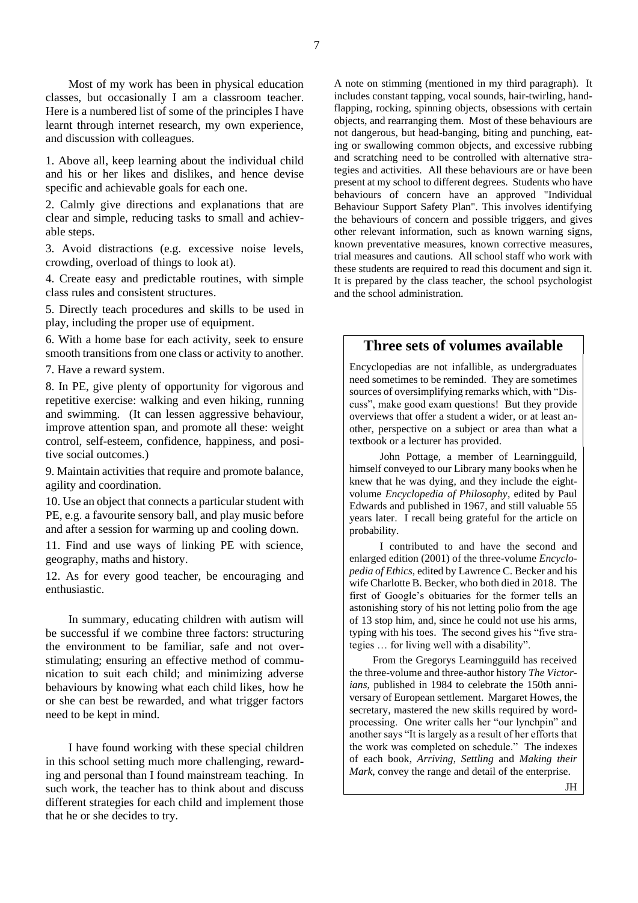Most of my work has been in physical education classes, but occasionally I am a classroom teacher. Here is a numbered list of some of the principles I have learnt through internet research, my own experience, and discussion with colleagues.

1. Above all, keep learning about the individual child and his or her likes and dislikes, and hence devise specific and achievable goals for each one.

2. Calmly give directions and explanations that are clear and simple, reducing tasks to small and achievable steps.

3. Avoid distractions (e.g. excessive noise levels, crowding, overload of things to look at).

4. Create easy and predictable routines, with simple class rules and consistent structures.

5. Directly teach procedures and skills to be used in play, including the proper use of equipment.

6. With a home base for each activity, seek to ensure smooth transitions from one class or activity to another.

7. Have a reward system.

8. In PE, give plenty of opportunity for vigorous and repetitive exercise: walking and even hiking, running and swimming. (It can lessen aggressive behaviour, improve attention span, and promote all these: weight control, self-esteem, confidence, happiness, and positive social outcomes.)

9. Maintain activities that require and promote balance, agility and coordination.

10. Use an object that connects a particular student with PE, e.g. a favourite sensory ball, and play music before and after a session for warming up and cooling down.

11. Find and use ways of linking PE with science, geography, maths and history.

12. As for every good teacher, be encouraging and enthusiastic.

In summary, educating children with autism will be successful if we combine three factors: structuring the environment to be familiar, safe and not overstimulating; ensuring an effective method of communication to suit each child; and minimizing adverse behaviours by knowing what each child likes, how he or she can best be rewarded, and what trigger factors need to be kept in mind.

I have found working with these special children in this school setting much more challenging, rewarding and personal than I found mainstream teaching. In such work, the teacher has to think about and discuss different strategies for each child and implement those that he or she decides to try.

A note on stimming (mentioned in my third paragraph). It includes constant tapping, vocal sounds, hair-twirling, hand-flapping, rocking, spinning objects, obsessions with certain objects, and rearranging them. Most of these behaviours are not dangerous, but head-banging, biting and punching, eating or swallowing common objects, and excessive rubbing and scratching need to be controlled with alternative strategies and activities. All these behaviours are or have been present at my school to different degrees. Students who have behaviours of concern have an approved "Individual Behaviour Support Safety Plan". This involves identifying the behaviours of concern and possible triggers, and gives other relevant information, such as known warning signs, known preventative measures, known corrective measures, trial measures and cautions. All school staff who work with these students are required to read this document and sign it. It is prepared by the class teacher, the school psychologist and the school administration.

## Three sets of volumes available

Encyclopedias are not infallible, as undergraduates need sometimes to be reminded. They are sometimes sources of oversimplifying remarks which, with "Discuss", make good exam questions! But they provide overviews that offer a student a wider, or at least another, perspective on a subject or area than what a textbook or a lecturer has provided.

John Pottage, a member of Learningguild, himself conveyed to our Library many books when he knew that he was dying, and they include the eight-volume *Encyclopedia of Philosophy*, edited by Paul Edwards and published in 1967, and still valuable 55 years later. I recall being grateful for the article on probability.

I contributed to and have the second and enlarged edition (2001) of the three-volume *Encyclopedia of Ethics*, edited by Lawrence C. Becker and his wife Charlotte B. Becker, who both died in 2018. The first of Google's obituaries for the former tells an astonishing story of his not letting polio from the age of 13 stop him, and, since he could not use his arms, typing with his toes. The second gives his "five strategies … for living well with a disability".

From the Gregorys Learningguild has received the three-volume and three-author history *The Victorians*, published in 1984 to celebrate the 150th anniversary of European settlement. Margaret Howes, the secretary, mastered the new skills required by word-processing. One writer calls her "our lynchpin" and another says "It is largely as a result of her efforts that the work was completed on schedule." The indexes of each book, *Arriving*, *Settling* and *Making their Mark*, convey the range and detail of the enterprise.

JH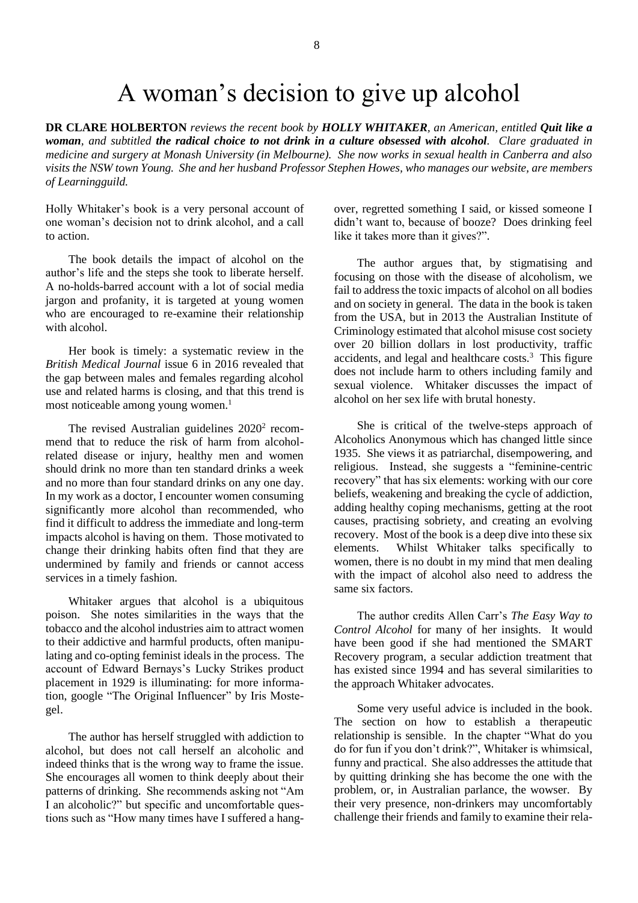# A woman's decision to give up alcohol

**DR CLARE HOLBERTON** *reviews the recent book by* ***HOLLY WHITAKER****, an American, entitled* ***Quit like a woman****, and subtitled* ***the radical choice to not drink in a culture obsessed with alcohol****. Clare graduated in medicine and surgery at Monash University (in Melbourne). She now works in sexual health in Canberra and also visits the NSW town Young. She and her husband Professor Stephen Howes, who manages our website, are members of Learningguild.*

Holly Whitaker's book is a very personal account of one woman's decision not to drink alcohol, and a call to action.

The book details the impact of alcohol on the author's life and the steps she took to liberate herself. A no-holds-barred account with a lot of social media jargon and profanity, it is targeted at young women who are encouraged to re-examine their relationship with alcohol.

Her book is timely: a systematic review in the *British Medical Journal* issue 6 in 2016 revealed that the gap between males and females regarding alcohol use and related harms is closing, and that this trend is most noticeable among young women.[1]

The revised Australian guidelines 2020[2] recommend that to reduce the risk of harm from alcohol-related disease or injury, healthy men and women should drink no more than ten standard drinks a week and no more than four standard drinks on any one day. In my work as a doctor, I encounter women consuming significantly more alcohol than recommended, who find it difficult to address the immediate and long-term impacts alcohol is having on them. Those motivated to change their drinking habits often find that they are undermined by family and friends or cannot access services in a timely fashion.

Whitaker argues that alcohol is a ubiquitous poison. She notes similarities in the ways that the tobacco and the alcohol industries aim to attract women to their addictive and harmful products, often manipulating and co-opting feminist ideals in the process. The account of Edward Bernays's Lucky Strikes product placement in 1929 is illuminating: for more information, google "The Original Influencer" by Iris Mostegel.

The author has herself struggled with addiction to alcohol, but does not call herself an alcoholic and indeed thinks that is the wrong way to frame the issue. She encourages all women to think deeply about their patterns of drinking. She recommends asking not "Am I an alcoholic?" but specific and uncomfortable questions such as "How many times have I suffered a hangover, regretted something I said, or kissed someone I didn't want to, because of booze? Does drinking feel like it takes more than it gives?".

The author argues that, by stigmatising and focusing on those with the disease of alcoholism, we fail to address the toxic impacts of alcohol on all bodies and on society in general. The data in the book is taken from the USA, but in 2013 the Australian Institute of Criminology estimated that alcohol misuse cost society over 20 billion dollars in lost productivity, traffic accidents, and legal and healthcare costs.[3] This figure does not include harm to others including family and sexual violence. Whitaker discusses the impact of alcohol on her sex life with brutal honesty.

She is critical of the twelve-steps approach of Alcoholics Anonymous which has changed little since 1935. She views it as patriarchal, disempowering, and religious. Instead, she suggests a "feminine-centric recovery" that has six elements: working with our core beliefs, weakening and breaking the cycle of addiction, adding healthy coping mechanisms, getting at the root causes, practising sobriety, and creating an evolving recovery. Most of the book is a deep dive into these six elements. Whilst Whitaker talks specifically to women, there is no doubt in my mind that men dealing with the impact of alcohol also need to address the same six factors.

The author credits Allen Carr's *The Easy Way to Control Alcohol* for many of her insights. It would have been good if she had mentioned the SMART Recovery program, a secular addiction treatment that has existed since 1994 and has several similarities to the approach Whitaker advocates.

Some very useful advice is included in the book. The section on how to establish a therapeutic relationship is sensible. In the chapter "What do you do for fun if you don't drink?", Whitaker is whimsical, funny and practical. She also addresses the attitude that by quitting drinking she has become the one with the problem, or, in Australian parlance, the wowser. By their very presence, non-drinkers may uncomfortably challenge their friends and family to examine their rela-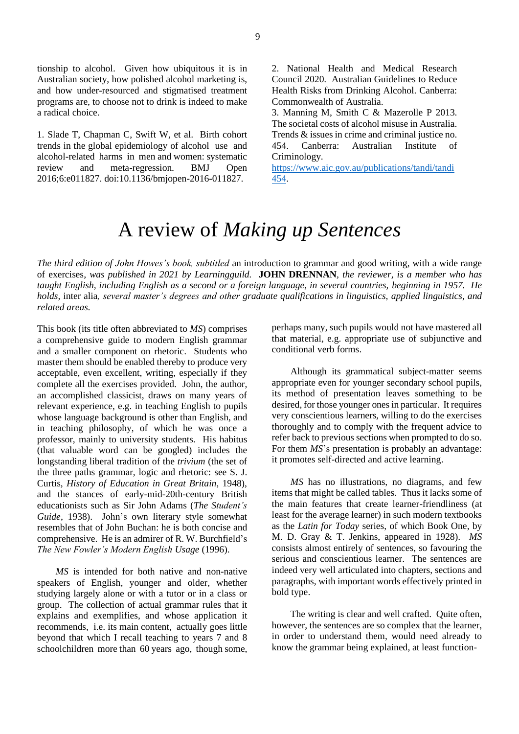tionship to alcohol. Given how ubiquitous it is in Australian society, how polished alcohol marketing is, and how under-resourced and stigmatised treatment programs are, to choose not to drink is indeed to make a radical choice.

1. Slade T, Chapman C, Swift W, et al. Birth cohort trends in the global epidemiology of alcohol use and alcohol-related harms in men and women: systematic review and meta-regression. BMJ Open 2016;6:e011827. doi:10.1136/bmjopen-2016-011827.

2. National Health and Medical Research Council 2020. Australian Guidelines to Reduce Health Risks from Drinking Alcohol. Canberra: Commonwealth of Australia.

3. Manning M, Smith C & Mazerolle P 2013. The societal costs of alcohol misuse in Australia. Trends & issues in crime and criminal justice no. 454. Canberra: Australian Institute of Criminology. https://www.aic.gov.au/publications/tandi/tandi454.

# A review of *Making up Sentences*

*The third edition of John Howes's book, subtitled* an introduction to grammar and good writing, with a wide range of exercises*, was published in 2021 by Learningguild.* **JOHN DRENNAN**, *the reviewer, is a member who has taught English, including English as a second or a foreign language, in several countries, beginning in 1957. He holds,* inter alia*, several master's degrees and other graduate qualifications in linguistics, applied linguistics, and related areas.*

This book (its title often abbreviated to *MS*) comprises a comprehensive guide to modern English grammar and a smaller component on rhetoric. Students who master them should be enabled thereby to produce very acceptable, even excellent, writing, especially if they complete all the exercises provided. John, the author, an accomplished classicist, draws on many years of relevant experience, e.g. in teaching English to pupils whose language background is other than English, and in teaching philosophy, of which he was once a professor, mainly to university students. His habitus (that valuable word can be googled) includes the longstanding liberal tradition of the *trivium* (the set of the three paths grammar, logic and rhetoric: see S. J. Curtis, *History of Education in Great Britain*, 1948), and the stances of early-mid-20th-century British educationists such as Sir John Adams (*The Student's Guide*, 1938). John's own literary style somewhat resembles that of John Buchan: he is both concise and comprehensive. He is an admirer of R. W. Burchfield's *The New Fowler's Modern English Usage* (1996).

*MS* is intended for both native and non-native speakers of English, younger and older, whether studying largely alone or with a tutor or in a class or group. The collection of actual grammar rules that it explains and exemplifies, and whose application it recommends, i.e. its main content, actually goes little beyond that which I recall teaching to years 7 and 8 schoolchildren more than 60 years ago, though some, perhaps many, such pupils would not have mastered all that material, e.g. appropriate use of subjunctive and conditional verb forms.

Although its grammatical subject-matter seems appropriate even for younger secondary school pupils, its method of presentation leaves something to be desired, for those younger ones in particular. It requires very conscientious learners, willing to do the exercises thoroughly and to comply with the frequent advice to refer back to previous sections when prompted to do so. For them *MS*'s presentation is probably an advantage: it promotes self-directed and active learning.

*MS* has no illustrations, no diagrams, and few items that might be called tables. Thus it lacks some of the main features that create learner-friendliness (at least for the average learner) in such modern textbooks as the *Latin for Today* series, of which Book One, by M. D. Gray & T. Jenkins, appeared in 1928). *MS* consists almost entirely of sentences, so favouring the serious and conscientious learner. The sentences are indeed very well articulated into chapters, sections and paragraphs, with important words effectively printed in bold type.

The writing is clear and well crafted. Quite often, however, the sentences are so complex that the learner, in order to understand them, would need already to know the grammar being explained, at least function-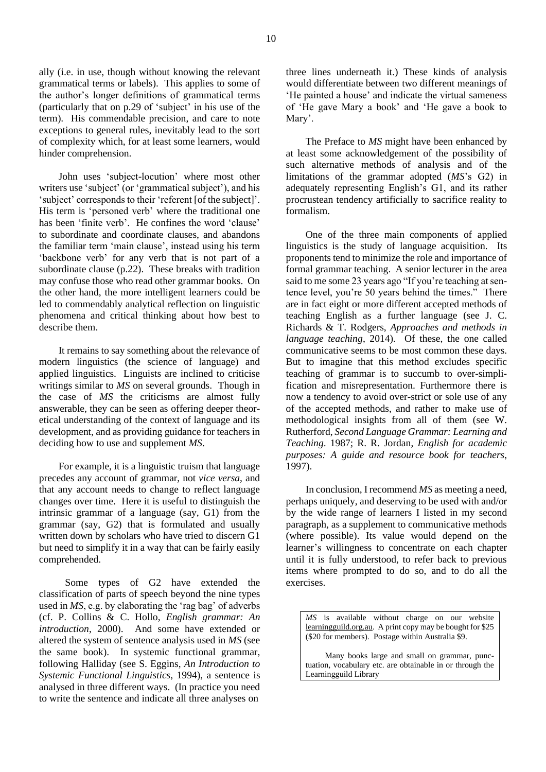ally (i.e. in use, though without knowing the relevant grammatical terms or labels). This applies to some of the author's longer definitions of grammatical terms (particularly that on p.29 of 'subject' in his use of the term). His commendable precision, and care to note exceptions to general rules, inevitably lead to the sort of complexity which, for at least some learners, would hinder comprehension.

John uses 'subject-locution' where most other writers use 'subject' (or 'grammatical subject'), and his 'subject' corresponds to their 'referent [of the subject]'. His term is 'personed verb' where the traditional one has been 'finite verb'. He confines the word 'clause' to subordinate and coordinate clauses, and abandons the familiar term 'main clause', instead using his term 'backbone verb' for any verb that is not part of a subordinate clause (p.22). These breaks with tradition may confuse those who read other grammar books. On the other hand, the more intelligent learners could be led to commendably analytical reflection on linguistic phenomena and critical thinking about how best to describe them.

It remains to say something about the relevance of modern linguistics (the science of language) and applied linguistics. Linguists are inclined to criticise writings similar to *MS* on several grounds. Though in the case of *MS* the criticisms are almost fully answerable, they can be seen as offering deeper theoretical understanding of the context of language and its development, and as providing guidance for teachers in deciding how to use and supplement *MS*.

For example, it is a linguistic truism that language precedes any account of grammar, not *vice versa*, and that any account needs to change to reflect language changes over time. Here it is useful to distinguish the intrinsic grammar of a language (say, G1) from the grammar (say, G2) that is formulated and usually written down by scholars who have tried to discern G1 but need to simplify it in a way that can be fairly easily comprehended.

Some types of G2 have extended the classification of parts of speech beyond the nine types used in *MS*, e.g. by elaborating the 'rag bag' of adverbs (cf. P. Collins & C. Hollo, *English grammar: An introduction*, 2000). And some have extended or altered the system of sentence analysis used in *MS* (see the same book). In systemic functional grammar, following Halliday (see S. Eggins, *An Introduction to Systemic Functional Linguistics*, 1994), a sentence is analysed in three different ways. (In practice you need to write the sentence and indicate all three analyses on three lines underneath it.) These kinds of analysis would differentiate between two different meanings of 'He painted a house' and indicate the virtual sameness of 'He gave Mary a book' and 'He gave a book to Mary'.

The Preface to *MS* might have been enhanced by at least some acknowledgement of the possibility of such alternative methods of analysis and of the limitations of the grammar adopted (*MS*'s G2) in adequately representing English's G1, and its rather procrustean tendency artificially to sacrifice reality to formalism.

One of the three main components of applied linguistics is the study of language acquisition. Its proponents tend to minimize the role and importance of formal grammar teaching. A senior lecturer in the area said to me some 23 years ago "If you're teaching at sentence level, you're 50 years behind the times." There are in fact eight or more different accepted methods of teaching English as a further language (see J. C. Richards & T. Rodgers, *Approaches and methods in language teaching*, 2014). Of these, the one called communicative seems to be most common these days. But to imagine that this method excludes specific teaching of grammar is to succumb to over-simplification and misrepresentation. Furthermore there is now a tendency to avoid over-strict or sole use of any of the accepted methods, and rather to make use of methodological insights from all of them (see W. Rutherford, *Second Language Grammar: Learning and Teaching*. 1987; R. R. Jordan, *English for academic purposes: A guide and resource book for teachers*, 1997).

In conclusion, I recommend *MS* as meeting a need, perhaps uniquely, and deserving to be used with and/or by the wide range of learners I listed in my second paragraph, as a supplement to communicative methods (where possible). Its value would depend on the learner's willingness to concentrate on each chapter until it is fully understood, to refer back to previous items where prompted to do so, and to do all the exercises.

*MS* is available without charge on our website learningguild.org.au. A print copy may be bought for $25 ($20 for members). Postage within Australia $9.

Many books large and small on grammar, punctuation, vocabulary etc. are obtainable in or through the Learningguild Library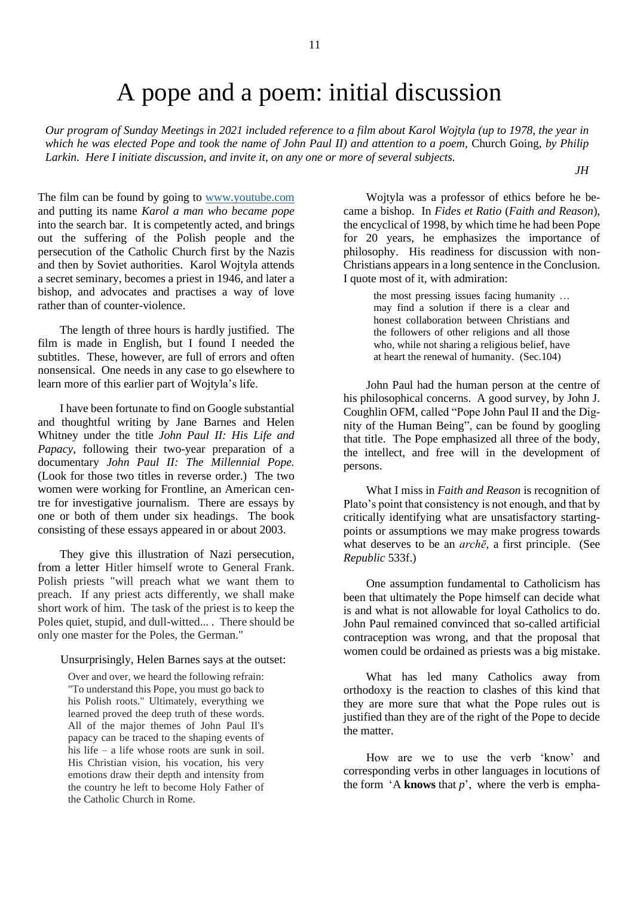# A pope and a poem: initial discussion

*Our program of Sunday Meetings in 2021 included reference to a film about Karol Wojtyla (up to 1978, the year in which he was elected Pope and took the name of John Paul II) and attention to a poem,* Church Going*, by Philip Larkin. Here I initiate discussion, and invite it, on any one or more of several subjects.*

*JH*

The film can be found by going to www.youtube.com and putting its name *Karol a man who became pope* into the search bar. It is competently acted, and brings out the suffering of the Polish people and the persecution of the Catholic Church first by the Nazis and then by Soviet authorities. Karol Wojtyla attends a secret seminary, becomes a priest in 1946, and later a bishop, and advocates and practises a way of love rather than of counter-violence.

The length of three hours is hardly justified. The film is made in English, but I found I needed the subtitles. These, however, are full of errors and often nonsensical. One needs in any case to go elsewhere to learn more of this earlier part of Wojtyla's life.

I have been fortunate to find on Google substantial and thoughtful writing by Jane Barnes and Helen Whitney under the title *John Paul II: His Life and Papacy*, following their two-year preparation of a documentary *John Paul II: The Millennial Pope.* (Look for those two titles in reverse order.) The two women were working for Frontline, an American centre for investigative journalism. There are essays by one or both of them under six headings. The book consisting of these essays appeared in or about 2003.

They give this illustration of Nazi persecution, from a letter Hitler himself wrote to General Frank. Polish priests "will preach what we want them to preach. If any priest acts differently, we shall make short work of him. The task of the priest is to keep the Poles quiet, stupid, and dull-witted... . There should be only one master for the Poles, the German."

Unsurprisingly, Helen Barnes says at the outset:

> Over and over, we heard the following refrain: "To understand this Pope, you must go back to his Polish roots." Ultimately, everything we learned proved the deep truth of these words. All of the major themes of John Paul II's papacy can be traced to the shaping events of his life – a life whose roots are sunk in soil. His Christian vision, his vocation, his very emotions draw their depth and intensity from the country he left to become Holy Father of the Catholic Church in Rome.

Wojtyla was a professor of ethics before he became a bishop. In *Fides et Ratio* (*Faith and Reason*), the encyclical of 1998, by which time he had been Pope for 20 years, he emphasizes the importance of philosophy. His readiness for discussion with non-Christians appears in a long sentence in the Conclusion. I quote most of it, with admiration:

> the most pressing issues facing humanity … may find a solution if there is a clear and honest collaboration between Christians and the followers of other religions and all those who, while not sharing a religious belief, have at heart the renewal of humanity. (Sec.104)

John Paul had the human person at the centre of his philosophical concerns. A good survey, by John J. Coughlin OFM, called "Pope John Paul II and the Dignity of the Human Being", can be found by googling that title. The Pope emphasized all three of the body, the intellect, and free will in the development of persons.

What I miss in *Faith and Reason* is recognition of Plato's point that consistency is not enough, and that by critically identifying what are unsatisfactory starting-points or assumptions we may make progress towards what deserves to be an *archē*, a first principle. (See *Republic* 533f.)

One assumption fundamental to Catholicism has been that ultimately the Pope himself can decide what is and what is not allowable for loyal Catholics to do. John Paul remained convinced that so-called artificial contraception was wrong, and that the proposal that women could be ordained as priests was a big mistake.

What has led many Catholics away from orthodoxy is the reaction to clashes of this kind that they are more sure that what the Pope rules out is justified than they are of the right of the Pope to decide the matter.

How are we to use the verb 'know' and corresponding verbs in other languages in locutions of the form 'A **knows** that *p*', where the verb is empha-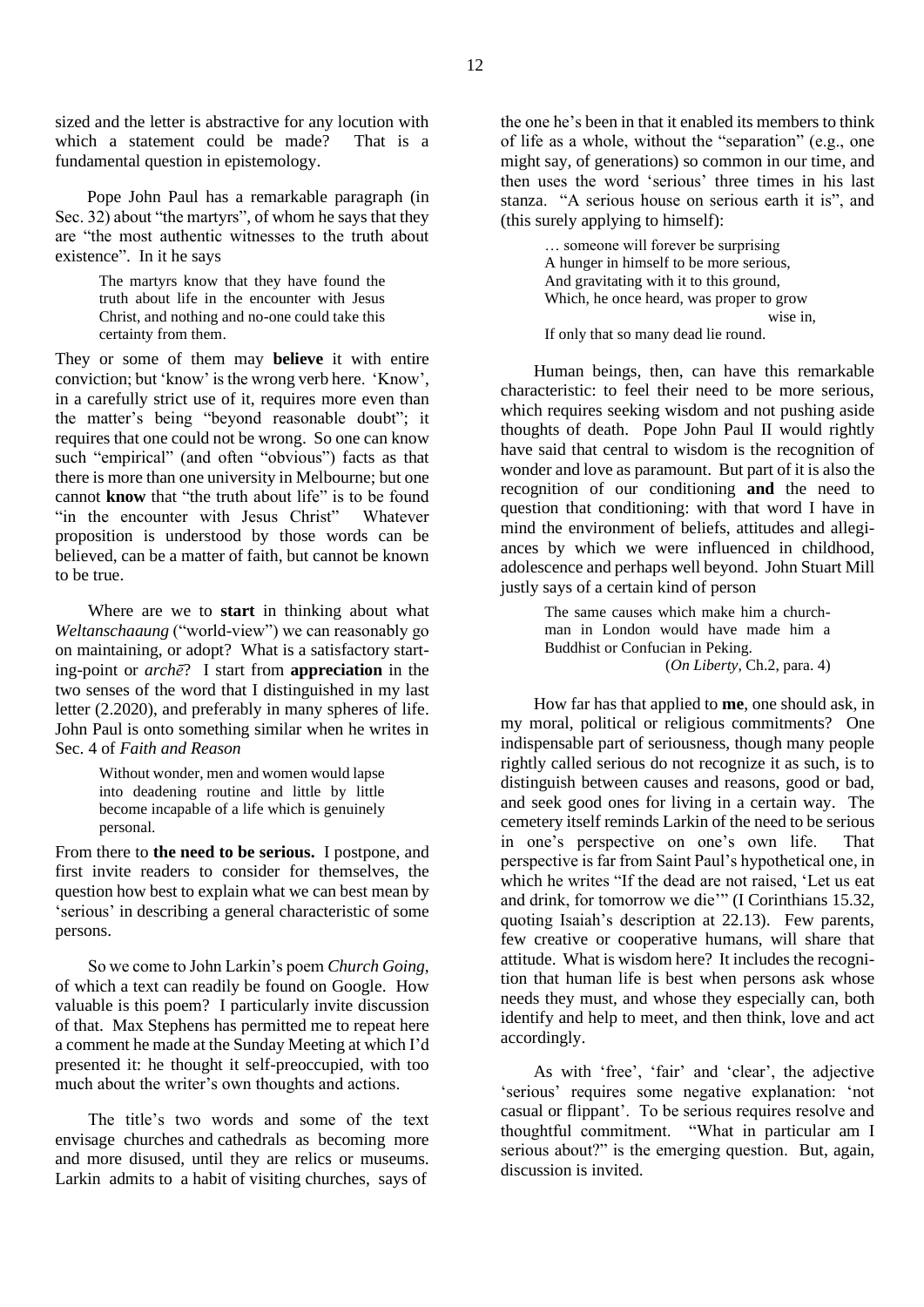sized and the letter is abstractive for any locution with which a statement could be made? That is a fundamental question in epistemology.

Pope John Paul has a remarkable paragraph (in Sec. 32) about "the martyrs", of whom he says that they are "the most authentic witnesses to the truth about existence". In it he says

> The martyrs know that they have found the truth about life in the encounter with Jesus Christ, and nothing and no-one could take this certainty from them.

They or some of them may **believe** it with entire conviction; but 'know' is the wrong verb here. 'Know', in a carefully strict use of it, requires more even than the matter's being "beyond reasonable doubt"; it requires that one could not be wrong. So one can know such "empirical" (and often "obvious") facts as that there is more than one university in Melbourne; but one cannot **know** that "the truth about life" is to be found "in the encounter with Jesus Christ" Whatever proposition is understood by those words can be believed, can be a matter of faith, but cannot be known to be true.

Where are we to **start** in thinking about what *Weltanschaaung* ("world-view") we can reasonably go on maintaining, or adopt? What is a satisfactory starting-point or *archē*? I start from **appreciation** in the two senses of the word that I distinguished in my last letter (2.2020), and preferably in many spheres of life. John Paul is onto something similar when he writes in Sec. 4 of *Faith and Reason*

> Without wonder, men and women would lapse into deadening routine and little by little become incapable of a life which is genuinely personal.

From there to **the need to be serious.** I postpone, and first invite readers to consider for themselves, the question how best to explain what we can best mean by 'serious' in describing a general characteristic of some persons.

So we come to John Larkin's poem *Church Going*, of which a text can readily be found on Google. How valuable is this poem? I particularly invite discussion of that. Max Stephens has permitted me to repeat here a comment he made at the Sunday Meeting at which I'd presented it: he thought it self-preoccupied, with too much about the writer's own thoughts and actions.

The title's two words and some of the text envisage churches and cathedrals as becoming more and more disused, until they are relics or museums. Larkin admits to a habit of visiting churches, says of the one he's been in that it enabled its members to think of life as a whole, without the "separation" (e.g., one might say, of generations) so common in our time, and then uses the word 'serious' three times in his last stanza. "A serious house on serious earth it is", and (this surely applying to himself):

> … someone will forever be surprising
> A hunger in himself to be more serious,
> And gravitating with it to this ground,
> Which, he once heard, was proper to grow wise in,
> If only that so many dead lie round.

Human beings, then, can have this remarkable characteristic: to feel their need to be more serious, which requires seeking wisdom and not pushing aside thoughts of death. Pope John Paul II would rightly have said that central to wisdom is the recognition of wonder and love as paramount. But part of it is also the recognition of our conditioning **and** the need to question that conditioning: with that word I have in mind the environment of beliefs, attitudes and allegiances by which we were influenced in childhood, adolescence and perhaps well beyond. John Stuart Mill justly says of a certain kind of person

> The same causes which make him a churchman in London would have made him a Buddhist or Confucian in Peking.
> (*On Liberty*, Ch.2, para. 4)

How far has that applied to **me**, one should ask, in my moral, political or religious commitments? One indispensable part of seriousness, though many people rightly called serious do not recognize it as such, is to distinguish between causes and reasons, good or bad, and seek good ones for living in a certain way. The cemetery itself reminds Larkin of the need to be serious in one's perspective on one's own life. That perspective is far from Saint Paul's hypothetical one, in which he writes "If the dead are not raised, 'Let us eat and drink, for tomorrow we die'" (I Corinthians 15.32, quoting Isaiah's description at 22.13). Few parents, few creative or cooperative humans, will share that attitude. What is wisdom here? It includes the recognition that human life is best when persons ask whose needs they must, and whose they especially can, both identify and help to meet, and then think, love and act accordingly.

As with 'free', 'fair' and 'clear', the adjective 'serious' requires some negative explanation: 'not casual or flippant'. To be serious requires resolve and thoughtful commitment. "What in particular am I serious about?" is the emerging question. But, again, discussion is invited.